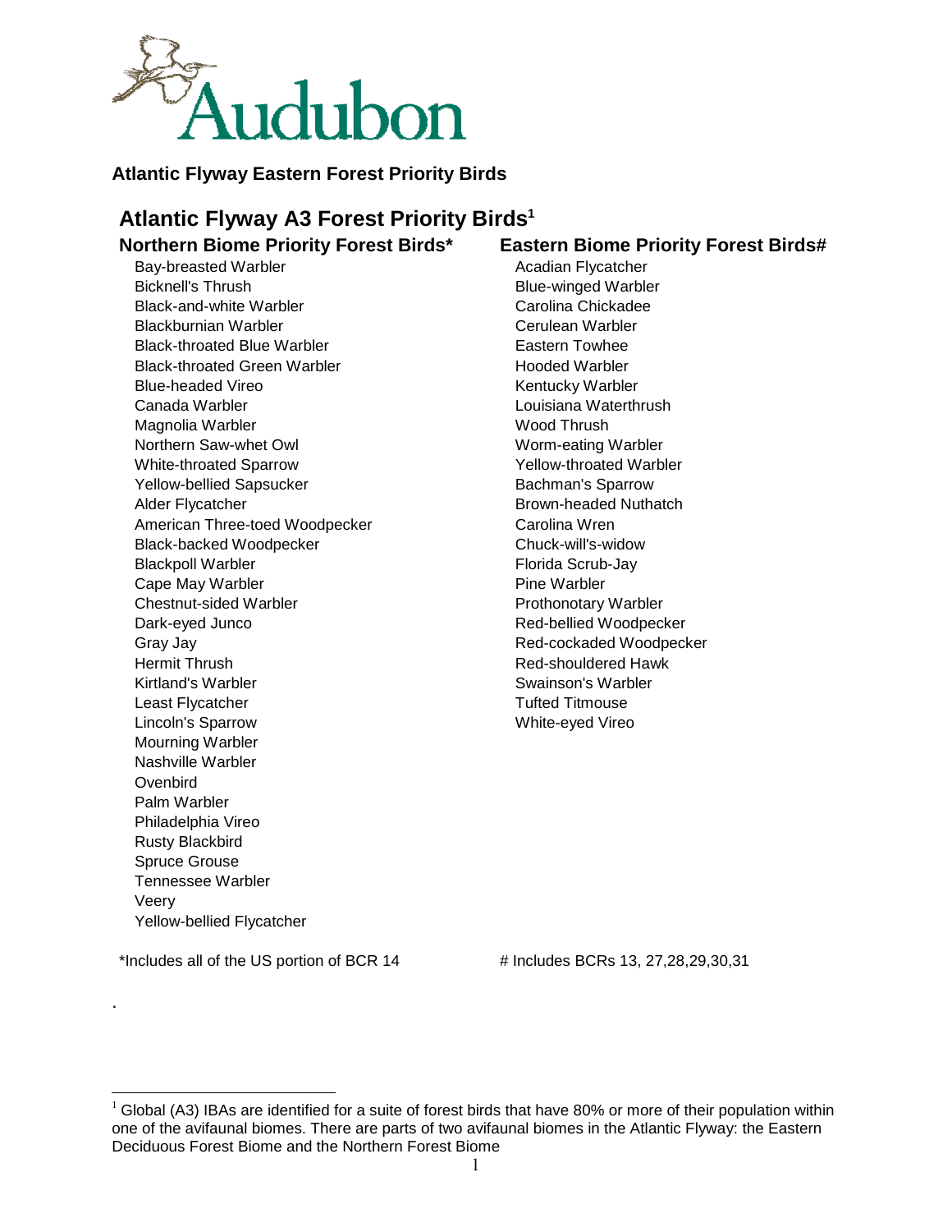Audubon

## Atlantic Flyway Eastern Forest Priority Birds

# Atlantic Flyway A3 Forest Priority Birds[1]

### Northern Biome Priority Forest Birds*

- Bay-breasted Warbler
- Bicknell's Thrush
- Black-and-white Warbler
- Blackburnian Warbler
- Black-throated Blue Warbler
- Black-throated Green Warbler
- Blue-headed Vireo
- Canada Warbler
- Magnolia Warbler
- Northern Saw-whet Owl
- White-throated Sparrow
- Yellow-bellied Sapsucker
- Alder Flycatcher
- American Three-toed Woodpecker
- Black-backed Woodpecker
- Blackpoll Warbler
- Cape May Warbler
- Chestnut-sided Warbler
- Dark-eyed Junco
- Gray Jay
- Hermit Thrush
- Kirtland's Warbler
- Least Flycatcher
- Lincoln's Sparrow
- Mourning Warbler
- Nashville Warbler
- Ovenbird
- Palm Warbler
- Philadelphia Vireo
- Rusty Blackbird
- Spruce Grouse
- Tennessee Warbler
- Veery
- Yellow-bellied Flycatcher

*Includes all of the US portion of BCR 14

### Eastern Biome Priority Forest Birds#

- Acadian Flycatcher
- Blue-winged Warbler
- Carolina Chickadee
- Cerulean Warbler
- Eastern Towhee
- Hooded Warbler
- Kentucky Warbler
- Louisiana Waterthrush
- Wood Thrush
- Worm-eating Warbler
- Yellow-throated Warbler
- Bachman's Sparrow
- Brown-headed Nuthatch
- Carolina Wren
- Chuck-will's-widow
- Florida Scrub-Jay
- Pine Warbler
- Prothonotary Warbler
- Red-bellied Woodpecker
- Red-cockaded Woodpecker
- Red-shouldered Hawk
- Swainson's Warbler
- Tufted Titmouse
- White-eyed Vireo

# Includes BCRs 13, 27,28,29,30,31

.

[1] Global (A3) IBAs are identified for a suite of forest birds that have 80% or more of their population within one of the avifaunal biomes. There are parts of two avifaunal biomes in the Atlantic Flyway: the Eastern Deciduous Forest Biome and the Northern Forest Biome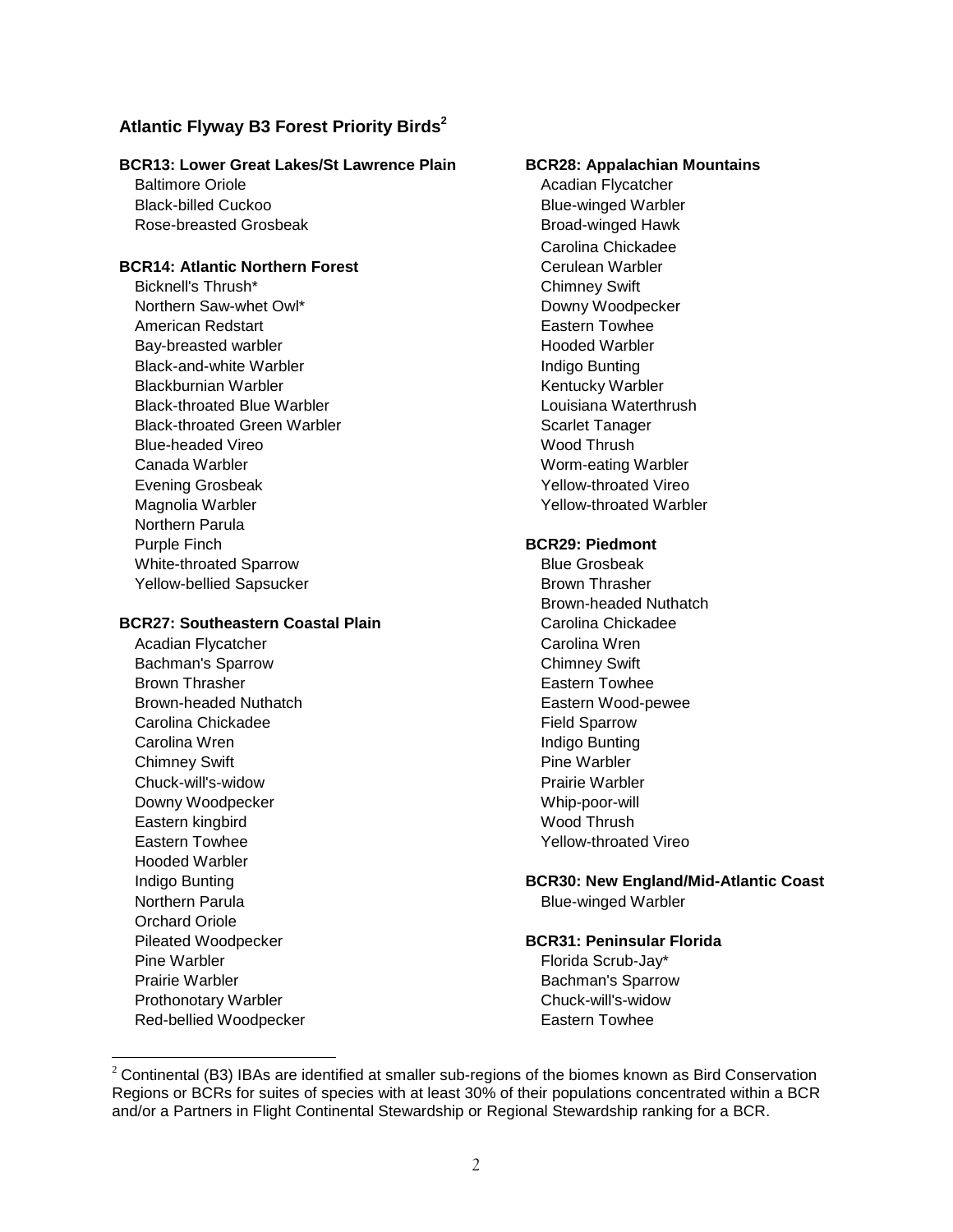## Atlantic Flyway B3 Forest Priority Birds[2]

### BCR13: Lower Great Lakes/St Lawrence Plain

Baltimore Oriole
Black-billed Cuckoo
Rose-breasted Grosbeak

### BCR14: Atlantic Northern Forest

Bicknell's Thrush*
Northern Saw-whet Owl*
American Redstart
Bay-breasted warbler
Black-and-white Warbler
Blackburnian Warbler
Black-throated Blue Warbler
Black-throated Green Warbler
Blue-headed Vireo
Canada Warbler
Evening Grosbeak
Magnolia Warbler
Northern Parula
Purple Finch
White-throated Sparrow
Yellow-bellied Sapsucker

### BCR27: Southeastern Coastal Plain

Acadian Flycatcher
Bachman's Sparrow
Brown Thrasher
Brown-headed Nuthatch
Carolina Chickadee
Carolina Wren
Chimney Swift
Chuck-will's-widow
Downy Woodpecker
Eastern kingbird
Eastern Towhee
Hooded Warbler
Indigo Bunting
Northern Parula
Orchard Oriole
Pileated Woodpecker
Pine Warbler
Prairie Warbler
Prothonotary Warbler
Red-bellied Woodpecker

### BCR28: Appalachian Mountains

Acadian Flycatcher
Blue-winged Warbler
Broad-winged Hawk
Carolina Chickadee
Cerulean Warbler
Chimney Swift
Downy Woodpecker
Eastern Towhee
Hooded Warbler
Indigo Bunting
Kentucky Warbler
Louisiana Waterthrush
Scarlet Tanager
Wood Thrush
Worm-eating Warbler
Yellow-throated Vireo
Yellow-throated Warbler

### BCR29: Piedmont

Blue Grosbeak
Brown Thrasher
Brown-headed Nuthatch
Carolina Chickadee
Carolina Wren
Chimney Swift
Eastern Towhee
Eastern Wood-pewee
Field Sparrow
Indigo Bunting
Pine Warbler
Prairie Warbler
Whip-poor-will
Wood Thrush
Yellow-throated Vireo

### BCR30: New England/Mid-Atlantic Coast

Blue-winged Warbler

### BCR31: Peninsular Florida

Florida Scrub-Jay*
Bachman's Sparrow
Chuck-will's-widow
Eastern Towhee

[2] Continental (B3) IBAs are identified at smaller sub-regions of the biomes known as Bird Conservation Regions or BCRs for suites of species with at least 30% of their populations concentrated within a BCR and/or a Partners in Flight Continental Stewardship or Regional Stewardship ranking for a BCR.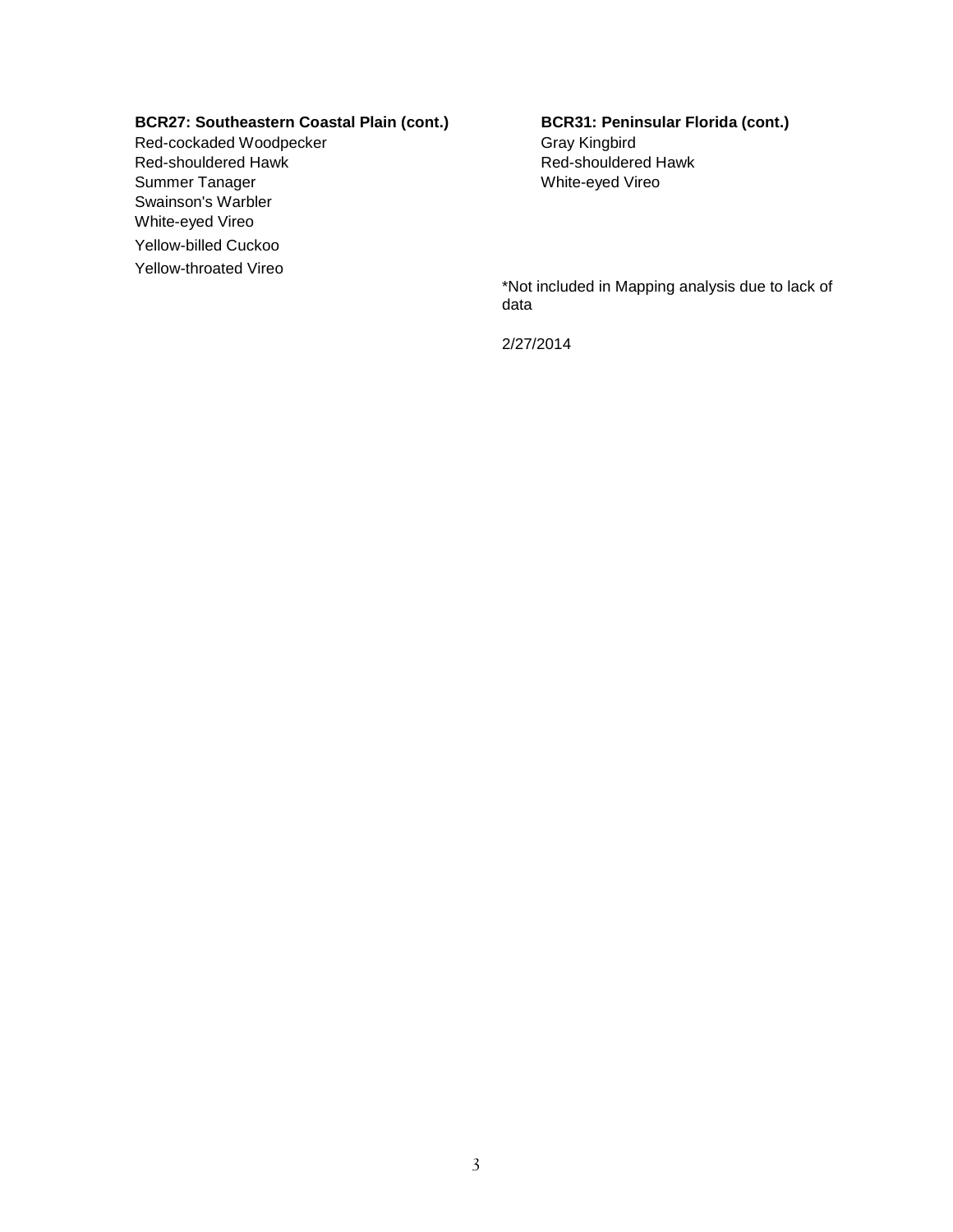**BCR27: Southeastern Coastal Plain (cont.)**

Red-cockaded Woodpecker
Red-shouldered Hawk
Summer Tanager
Swainson's Warbler
White-eyed Vireo
Yellow-billed Cuckoo
Yellow-throated Vireo

**BCR31: Peninsular Florida (cont.)**

Gray Kingbird
Red-shouldered Hawk
White-eyed Vireo

*Not included in Mapping analysis due to lack of data

2/27/2014